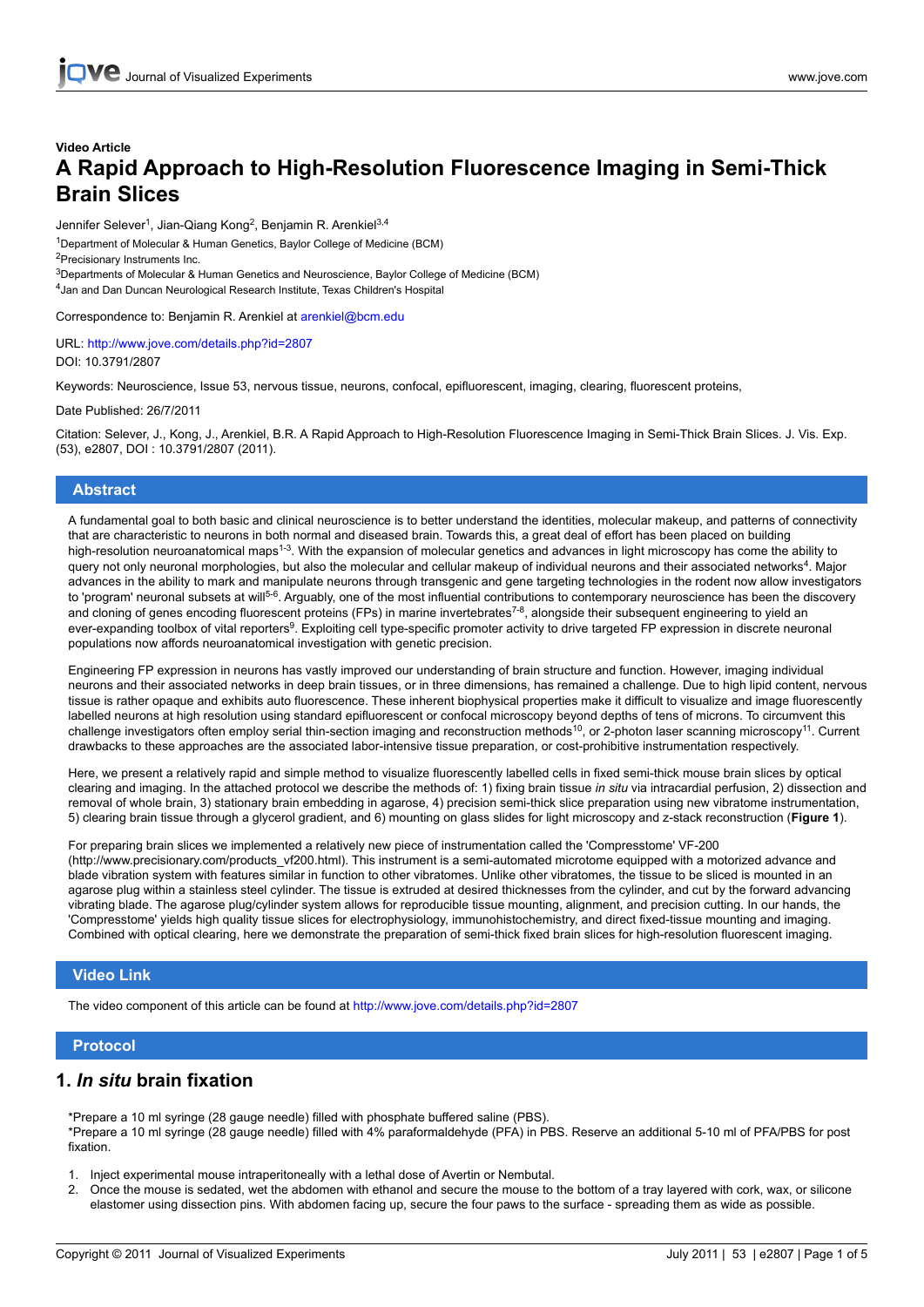Video Article

# A Rapid Approach to High-Resolution Fluorescence Imaging in Semi-Thick Brain Slices

Jennifer Selever[1], Jian-Qiang Kong[2], Benjamin R. Arenkiel[3,4]

[1]Department of Molecular & Human Genetics, Baylor College of Medicine (BCM)

[2]Precisionary Instruments Inc.

[3]Departments of Molecular & Human Genetics and Neuroscience, Baylor College of Medicine (BCM)

[4]Jan and Dan Duncan Neurological Research Institute, Texas Children's Hospital

Correspondence to: Benjamin R. Arenkiel at arenkiel@bcm.edu

URL: http://www.jove.com/details.php?id=2807

DOI: 10.3791/2807

Keywords: Neuroscience, Issue 53, nervous tissue, neurons, confocal, epifluorescent, imaging, clearing, fluorescent proteins,

Date Published: 26/7/2011

Citation: Selever, J., Kong, J., Arenkiel, B.R. A Rapid Approach to High-Resolution Fluorescence Imaging in Semi-Thick Brain Slices. J. Vis. Exp. (53), e2807, DOI : 10.3791/2807 (2011).

## Abstract

A fundamental goal to both basic and clinical neuroscience is to better understand the identities, molecular makeup, and patterns of connectivity that are characteristic to neurons in both normal and diseased brain. Towards this, a great deal of effort has been placed on building high-resolution neuroanatomical maps[1-3]. With the expansion of molecular genetics and advances in light microscopy has come the ability to query not only neuronal morphologies, but also the molecular and cellular makeup of individual neurons and their associated networks[4]. Major advances in the ability to mark and manipulate neurons through transgenic and gene targeting technologies in the rodent now allow investigators to 'program' neuronal subsets at will[5-6]. Arguably, one of the most influential contributions to contemporary neuroscience has been the discovery and cloning of genes encoding fluorescent proteins (FPs) in marine invertebrates[7-8], alongside their subsequent engineering to yield an ever-expanding toolbox of vital reporters[9]. Exploiting cell type-specific promoter activity to drive targeted FP expression in discrete neuronal populations now affords neuroanatomical investigation with genetic precision.

Engineering FP expression in neurons has vastly improved our understanding of brain structure and function. However, imaging individual neurons and their associated networks in deep brain tissues, or in three dimensions, has remained a challenge. Due to high lipid content, nervous tissue is rather opaque and exhibits auto fluorescence. These inherent biophysical properties make it difficult to visualize and image fluorescently labelled neurons at high resolution using standard epifluorescent or confocal microscopy beyond depths of tens of microns. To circumvent this challenge investigators often employ serial thin-section imaging and reconstruction methods[10], or 2-photon laser scanning microscopy[11]. Current drawbacks to these approaches are the associated labor-intensive tissue preparation, or cost-prohibitive instrumentation respectively.

Here, we present a relatively rapid and simple method to visualize fluorescently labelled cells in fixed semi-thick mouse brain slices by optical clearing and imaging. In the attached protocol we describe the methods of: 1) fixing brain tissue *in situ* via intracardial perfusion, 2) dissection and removal of whole brain, 3) stationary brain embedding in agarose, 4) precision semi-thick slice preparation using new vibratome instrumentation, 5) clearing brain tissue through a glycerol gradient, and 6) mounting on glass slides for light microscopy and z-stack reconstruction (**Figure 1**).

For preparing brain slices we implemented a relatively new piece of instrumentation called the 'Compresstome' VF-200 (http://www.precisionary.com/products_vf200.html). This instrument is a semi-automated microtome equipped with a motorized advance and blade vibration system with features similar in function to other vibratomes. Unlike other vibratomes, the tissue to be sliced is mounted in an agarose plug within a stainless steel cylinder. The tissue is extruded at desired thicknesses from the cylinder, and cut by the forward advancing vibrating blade. The agarose plug/cylinder system allows for reproducible tissue mounting, alignment, and precision cutting. In our hands, the 'Compresstome' yields high quality tissue slices for electrophysiology, immunohistochemistry, and direct fixed-tissue mounting and imaging. Combined with optical clearing, here we demonstrate the preparation of semi-thick fixed brain slices for high-resolution fluorescent imaging.

## Video Link

The video component of this article can be found at http://www.jove.com/details.php?id=2807

## Protocol

### 1. *In situ* brain fixation

*Prepare a 10 ml syringe (28 gauge needle) filled with phosphate buffered saline (PBS).
*Prepare a 10 ml syringe (28 gauge needle) filled with 4% paraformaldehyde (PFA) in PBS. Reserve an additional 5-10 ml of PFA/PBS for post fixation.

1. Inject experimental mouse intraperitoneally with a lethal dose of Avertin or Nembutal.
2. Once the mouse is sedated, wet the abdomen with ethanol and secure the mouse to the bottom of a tray layered with cork, wax, or silicone elastomer using dissection pins. With abdomen facing up, secure the four paws to the surface - spreading them as wide as possible.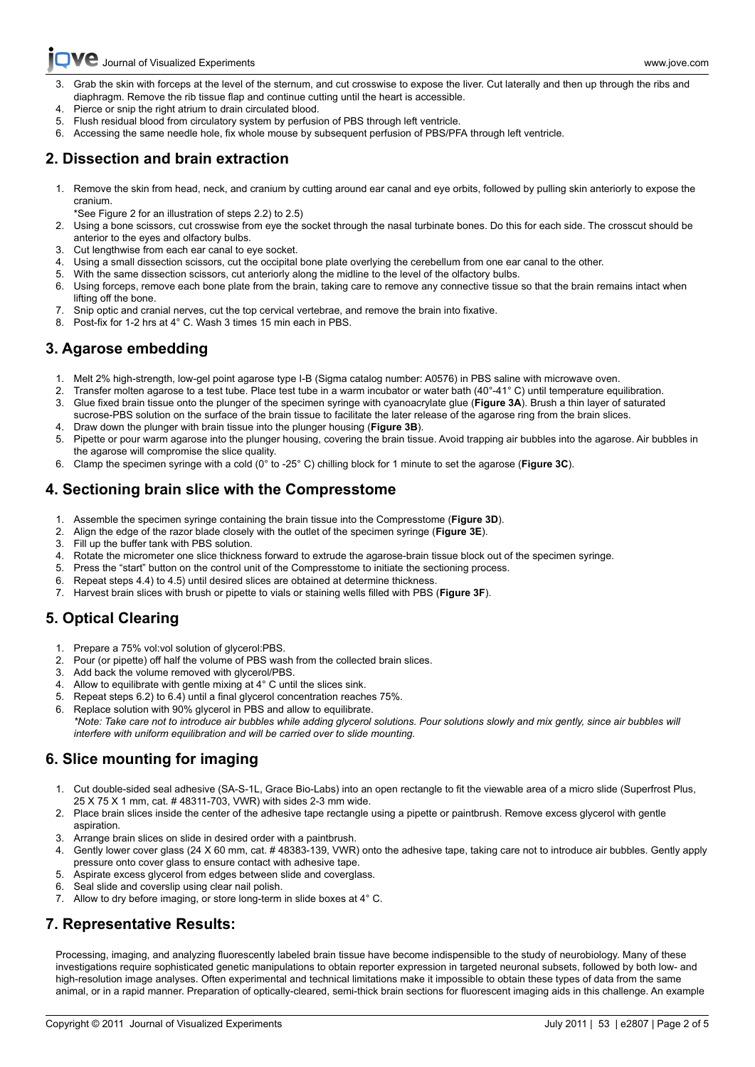3. Grab the skin with forceps at the level of the sternum, and cut crosswise to expose the liver. Cut laterally and then up through the ribs and diaphragm. Remove the rib tissue flap and continue cutting until the heart is accessible.
4. Pierce or snip the right atrium to drain circulated blood.
5. Flush residual blood from circulatory system by perfusion of PBS through left ventricle.
6. Accessing the same needle hole, fix whole mouse by subsequent perfusion of PBS/PFA through left ventricle.

## 2. Dissection and brain extraction

1. Remove the skin from head, neck, and cranium by cutting around ear canal and eye orbits, followed by pulling skin anteriorly to expose the cranium.
   *See Figure 2 for an illustration of steps 2.2) to 2.5)
2. Using a bone scissors, cut crosswise from eye the socket through the nasal turbinate bones. Do this for each side. The crosscut should be anterior to the eyes and olfactory bulbs.
3. Cut lengthwise from each ear canal to eye socket.
4. Using a small dissection scissors, cut the occipital bone plate overlying the cerebellum from one ear canal to the other.
5. With the same dissection scissors, cut anteriorly along the midline to the level of the olfactory bulbs.
6. Using forceps, remove each bone plate from the brain, taking care to remove any connective tissue so that the brain remains intact when lifting off the bone.
7. Snip optic and cranial nerves, cut the top cervical vertebrae, and remove the brain into fixative.
8. Post-fix for 1-2 hrs at 4° C. Wash 3 times 15 min each in PBS.

## 3. Agarose embedding

1. Melt 2% high-strength, low-gel point agarose type I-B (Sigma catalog number: A0576) in PBS saline with microwave oven.
2. Transfer molten agarose to a test tube. Place test tube in a warm incubator or water bath (40°-41° C) until temperature equilibration.
3. Glue fixed brain tissue onto the plunger of the specimen syringe with cyanoacrylate glue (**Figure 3A**). Brush a thin layer of saturated sucrose-PBS solution on the surface of the brain tissue to facilitate the later release of the agarose ring from the brain slices.
4. Draw down the plunger with brain tissue into the plunger housing (**Figure 3B**).
5. Pipette or pour warm agarose into the plunger housing, covering the brain tissue. Avoid trapping air bubbles into the agarose. Air bubbles in the agarose will compromise the slice quality.
6. Clamp the specimen syringe with a cold (0° to -25° C) chilling block for 1 minute to set the agarose (**Figure 3C**).

## 4. Sectioning brain slice with the Compresstome

1. Assemble the specimen syringe containing the brain tissue into the Compresstome (**Figure 3D**).
2. Align the edge of the razor blade closely with the outlet of the specimen syringe (**Figure 3E**).
3. Fill up the buffer tank with PBS solution.
4. Rotate the micrometer one slice thickness forward to extrude the agarose-brain tissue block out of the specimen syringe.
5. Press the "start" button on the control unit of the Compresstome to initiate the sectioning process.
6. Repeat steps 4.4) to 4.5) until desired slices are obtained at determine thickness.
7. Harvest brain slices with brush or pipette to vials or staining wells filled with PBS (**Figure 3F**).

## 5. Optical Clearing

1. Prepare a 75% vol:vol solution of glycerol:PBS.
2. Pour (or pipette) off half the volume of PBS wash from the collected brain slices.
3. Add back the volume removed with glycerol/PBS.
4. Allow to equilibrate with gentle mixing at 4° C until the slices sink.
5. Repeat steps 6.2) to 6.4) until a final glycerol concentration reaches 75%.
6. Replace solution with 90% glycerol in PBS and allow to equilibrate.
   *\*Note: Take care not to introduce air bubbles while adding glycerol solutions. Pour solutions slowly and mix gently, since air bubbles will interfere with uniform equilibration and will be carried over to slide mounting.*

## 6. Slice mounting for imaging

1. Cut double-sided seal adhesive (SA-S-1L, Grace Bio-Labs) into an open rectangle to fit the viewable area of a micro slide (Superfrost Plus, 25 X 75 X 1 mm, cat. # 48311-703, VWR) with sides 2-3 mm wide.
2. Place brain slices inside the center of the adhesive tape rectangle using a pipette or paintbrush. Remove excess glycerol with gentle aspiration.
3. Arrange brain slices on slide in desired order with a paintbrush.
4. Gently lower cover glass (24 X 60 mm, cat. # 48383-139, VWR) onto the adhesive tape, taking care not to introduce air bubbles. Gently apply pressure onto cover glass to ensure contact with adhesive tape.
5. Aspirate excess glycerol from edges between slide and coverglass.
6. Seal slide and coverslip using clear nail polish.
7. Allow to dry before imaging, or store long-term in slide boxes at 4° C.

## 7. Representative Results:

Processing, imaging, and analyzing fluorescently labeled brain tissue have become indispensible to the study of neurobiology. Many of these investigations require sophisticated genetic manipulations to obtain reporter expression in targeted neuronal subsets, followed by both low- and high-resolution image analyses. Often experimental and technical limitations make it impossible to obtain these types of data from the same animal, or in a rapid manner. Preparation of optically-cleared, semi-thick brain sections for fluorescent imaging aids in this challenge. An example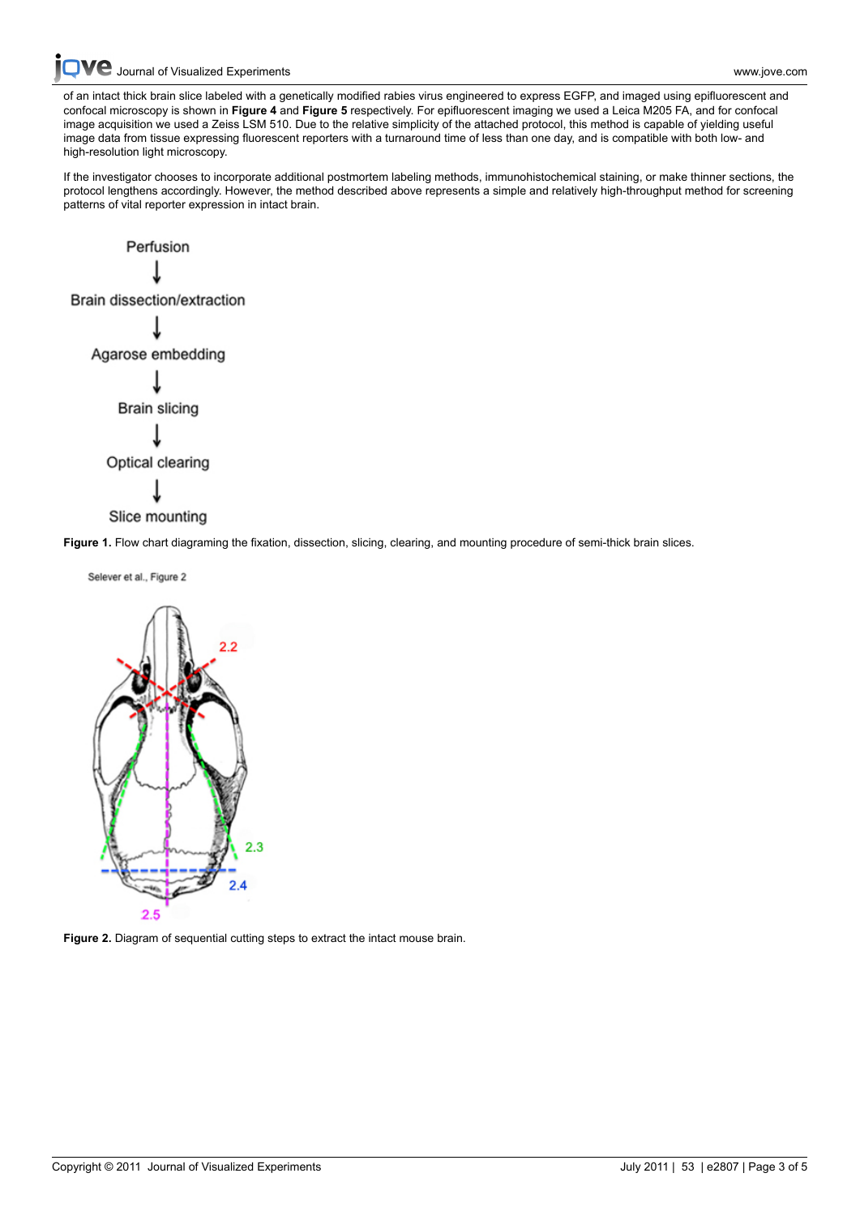of an intact thick brain slice labeled with a genetically modified rabies virus engineered to express EGFP, and imaged using epifluorescent and confocal microscopy is shown in **Figure 4** and **Figure 5** respectively. For epifluorescent imaging we used a Leica M205 FA, and for confocal image acquisition we used a Zeiss LSM 510. Due to the relative simplicity of the attached protocol, this method is capable of yielding useful image data from tissue expressing fluorescent reporters with a turnaround time of less than one day, and is compatible with both low- and high-resolution light microscopy.

If the investigator chooses to incorporate additional postmortem labeling methods, immunohistochemical staining, or make thinner sections, the protocol lengthens accordingly. However, the method described above represents a simple and relatively high-throughput method for screening patterns of vital reporter expression in intact brain.

Perfusion
↓
Brain dissection/extraction
↓
Agarose embedding
↓
Brain slicing
↓
Optical clearing
↓
Slice mounting

**Figure 1.** Flow chart diagraming the fixation, dissection, slicing, clearing, and mounting procedure of semi-thick brain slices.

**Figure 2.** Diagram of sequential cutting steps to extract the intact mouse brain.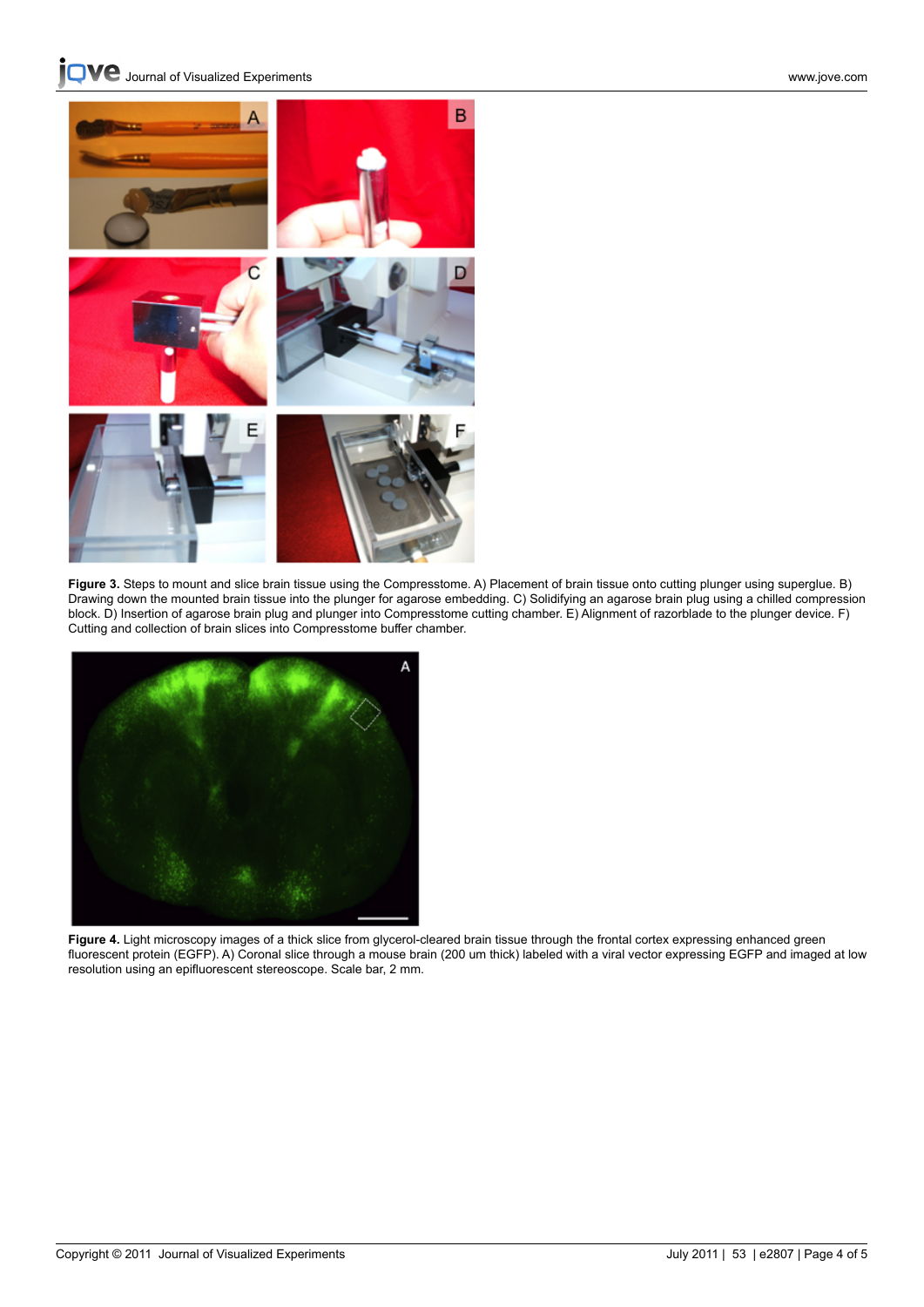**Figure 3.** Steps to mount and slice brain tissue using the Compresstome. A) Placement of brain tissue onto cutting plunger using superglue. B) Drawing down the mounted brain tissue into the plunger for agarose embedding. C) Solidifying an agarose brain plug using a chilled compression block. D) Insertion of agarose brain plug and plunger into Compresstome cutting chamber. E) Alignment of razorblade to the plunger device. F) Cutting and collection of brain slices into Compresstome buffer chamber.

**Figure 4.** Light microscopy images of a thick slice from glycerol-cleared brain tissue through the frontal cortex expressing enhanced green fluorescent protein (EGFP). A) Coronal slice through a mouse brain (200 um thick) labeled with a viral vector expressing EGFP and imaged at low resolution using an epifluorescent stereoscope. Scale bar, 2 mm.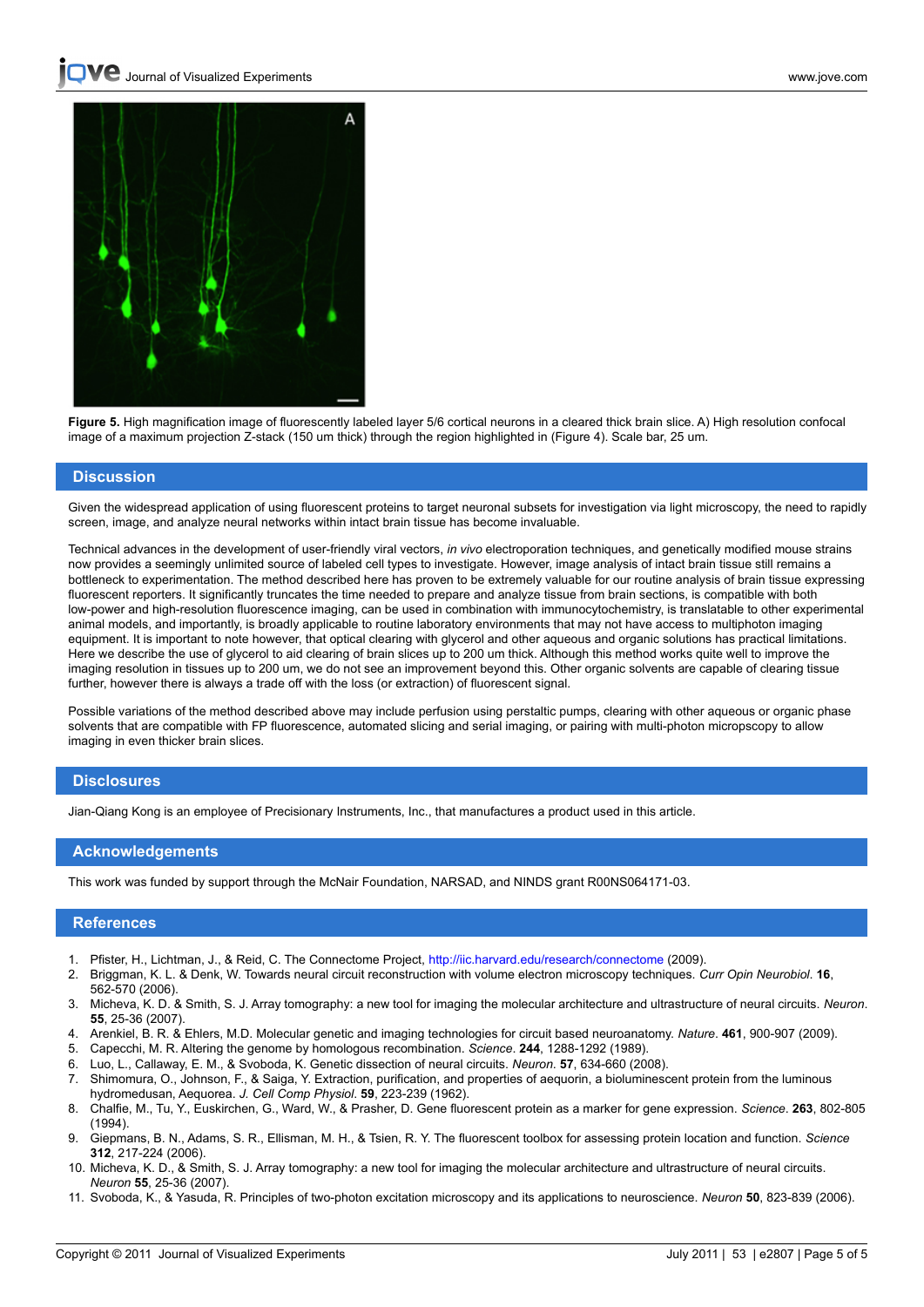**Figure 5.** High magnification image of fluorescently labeled layer 5/6 cortical neurons in a cleared thick brain slice. A) High resolution confocal image of a maximum projection Z-stack (150 um thick) through the region highlighted in (Figure 4). Scale bar, 25 um.

## Discussion

Given the widespread application of using fluorescent proteins to target neuronal subsets for investigation via light microscopy, the need to rapidly screen, image, and analyze neural networks within intact brain tissue has become invaluable.

Technical advances in the development of user-friendly viral vectors, *in vivo* electroporation techniques, and genetically modified mouse strains now provides a seemingly unlimited source of labeled cell types to investigate. However, image analysis of intact brain tissue still remains a bottleneck to experimentation. The method described here has proven to be extremely valuable for our routine analysis of brain tissue expressing fluorescent reporters. It significantly truncates the time needed to prepare and analyze tissue from brain sections, is compatible with both low-power and high-resolution fluorescence imaging, can be used in combination with immunocytochemistry, is translatable to other experimental animal models, and importantly, is broadly applicable to routine laboratory environments that may not have access to multiphoton imaging equipment. It is important to note however, that optical clearing with glycerol and other aqueous and organic solutions has practical limitations. Here we describe the use of glycerol to aid clearing of brain slices up to 200 um thick. Although this method works quite well to improve the imaging resolution in tissues up to 200 um, we do not see an improvement beyond this. Other organic solvents are capable of clearing tissue further, however there is always a trade off with the loss (or extraction) of fluorescent signal.

Possible variations of the method described above may include perfusion using perstaltic pumps, clearing with other aqueous or organic phase solvents that are compatible with FP fluorescence, automated slicing and serial imaging, or pairing with multi-photon micropscopy to allow imaging in even thicker brain slices.

## Disclosures

Jian-Qiang Kong is an employee of Precisionary Instruments, Inc., that manufactures a product used in this article.

## Acknowledgements

This work was funded by support through the McNair Foundation, NARSAD, and NINDS grant R00NS064171-03.

## References

1. Pfister, H., Lichtman, J., & Reid, C. The Connectome Project, http://iic.harvard.edu/research/connectome (2009).
2. Briggman, K. L. & Denk, W. Towards neural circuit reconstruction with volume electron microscopy techniques. *Curr Opin Neurobiol.* **16**, 562-570 (2006).
3. Micheva, K. D. & Smith, S. J. Array tomography: a new tool for imaging the molecular architecture and ultrastructure of neural circuits. *Neuron*. **55**, 25-36 (2007).
4. Arenkiel, B. R. & Ehlers, M.D. Molecular genetic and imaging technologies for circuit based neuroanatomy. *Nature*. **461**, 900-907 (2009).
5. Capecchi, M. R. Altering the genome by homologous recombination. *Science*. **244**, 1288-1292 (1989).
6. Luo, L., Callaway, E. M., & Svoboda, K. Genetic dissection of neural circuits. *Neuron*. **57**, 634-660 (2008).
7. Shimomura, O., Johnson, F., & Saiga, Y. Extraction, purification, and properties of aequorin, a bioluminescent protein from the luminous hydromedusan, Aequorea. *J. Cell Comp Physiol*. **59**, 223-239 (1962).
8. Chalfie, M., Tu, Y., Euskirchen, G., Ward, W., & Prasher, D. Gene fluorescent protein as a marker for gene expression. *Science*. **263**, 802-805 (1994).
9. Giepmans, B. N., Adams, S. R., Ellisman, M. H., & Tsien, R. Y. The fluorescent toolbox for assessing protein location and function. *Science* **312**, 217-224 (2006).
10. Micheva, K. D., & Smith, S. J. Array tomography: a new tool for imaging the molecular architecture and ultrastructure of neural circuits. *Neuron* **55**, 25-36 (2007).
11. Svoboda, K., & Yasuda, R. Principles of two-photon excitation microscopy and its applications to neuroscience. *Neuron* **50**, 823-839 (2006).